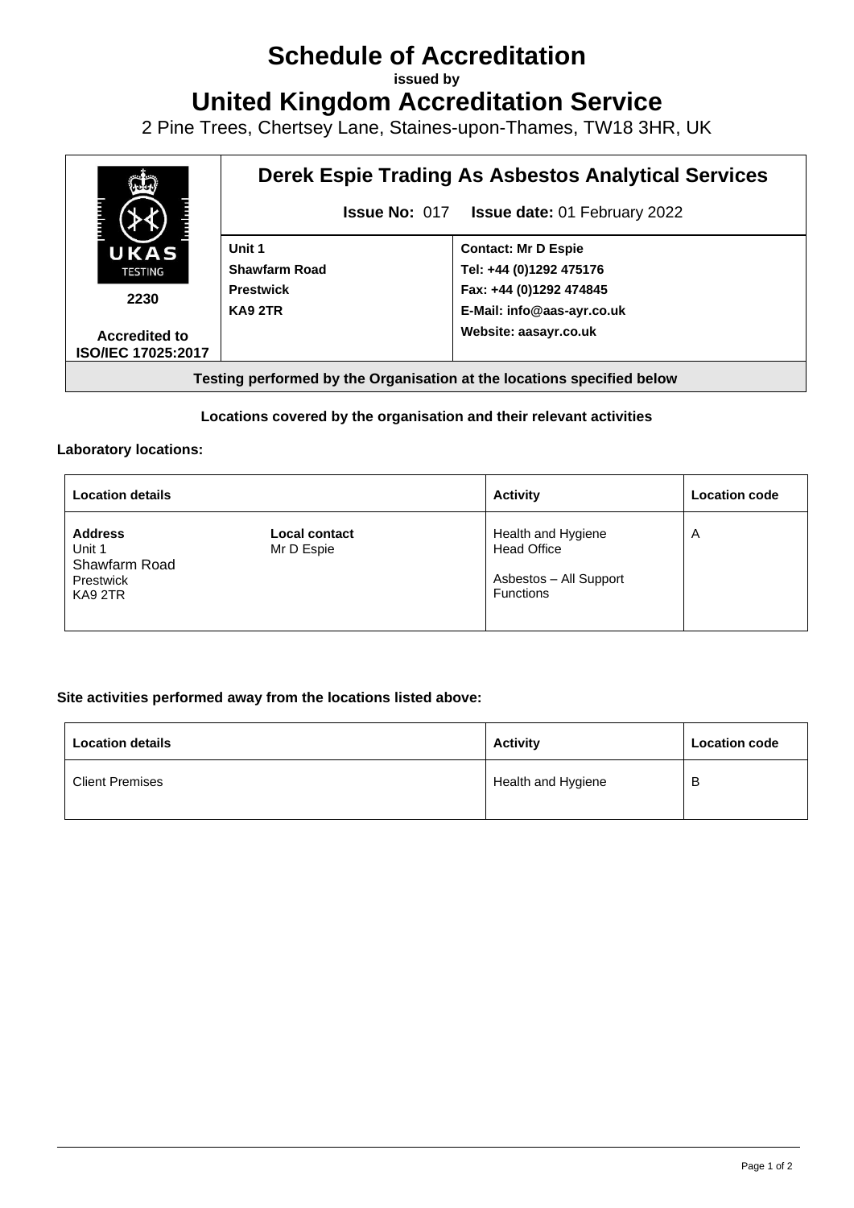# Schedule of Accreditation

**issued by**

# United Kingdom Accreditation Service

2 Pine Trees, Chertsey Lane, Staines-upon-Thames, TW18 3HR, UK

| UKAS TESTING 2230 Accredited to ISO/IEC 17025:2017 | **Derek Espie Trading As Asbestos Analytical Services** | |
|---|---|---|
| | **Issue No:** 017 **Issue date:** 01 February 2022 | |
| | **Unit 1** **Shawfarm Road** **Prestwick** **KA9 2TR** | **Contact: Mr D Espie** **Tel: +44 (0)1292 475176** **Fax: +44 (0)1292 474845** **E-Mail: info@aas-ayr.co.uk** **Website: aasayr.co.uk** |

**Testing performed by the Organisation at the locations specified below**

**Locations covered by the organisation and their relevant activities**

**Laboratory locations:**

| Location details | | Activity | Location code |
|---|---|---|---|
| **Address** Unit 1 Shawfarm Road Prestwick KA9 2TR | **Local contact** Mr D Espie | Health and Hygiene Head Office Asbestos – All Support Functions | A |

**Site activities performed away from the locations listed above:**

| Location details | Activity | Location code |
|---|---|---|
| Client Premises | Health and Hygiene | B |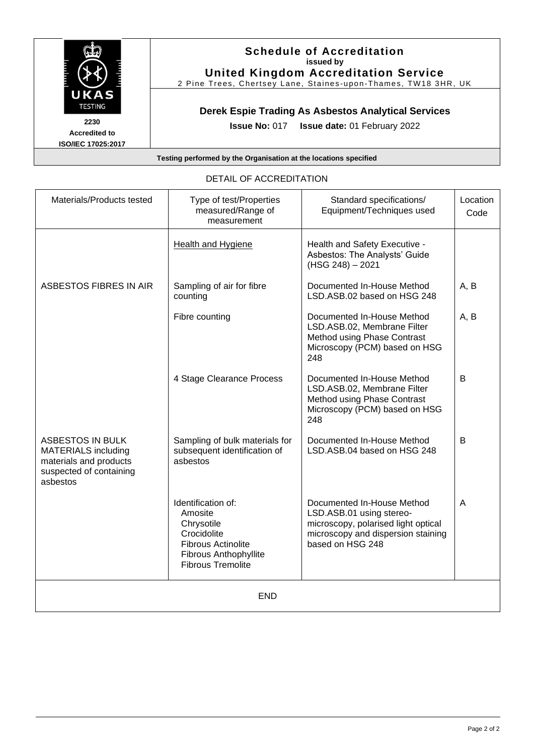**Schedule of Accreditation**
**issued by**
**United Kingdom Accreditation Service**
2 Pine Trees, Chertsey Lane, Staines-upon-Thames, TW18 3HR, UK

UKAS TESTING
**2230**
**Accredited to**
**ISO/IEC 17025:2017**

**Derek Espie Trading As Asbestos Analytical Services**

**Issue No:** 017 **Issue date:** 01 February 2022

**Testing performed by the Organisation at the locations specified**

DETAIL OF ACCREDITATION

| Materials/Products tested | Type of test/Properties measured/Range of measurement | Standard specifications/ Equipment/Techniques used | Location Code |
|---|---|---|---|
| | Health and Hygiene | Health and Safety Executive - Asbestos: The Analysts' Guide (HSG 248) – 2021 | |
| ASBESTOS FIBRES IN AIR | Sampling of air for fibre counting | Documented In-House Method LSD.ASB.02 based on HSG 248 | A, B |
| | Fibre counting | Documented In-House Method LSD.ASB.02, Membrane Filter Method using Phase Contrast Microscopy (PCM) based on HSG 248 | A, B |
| | 4 Stage Clearance Process | Documented In-House Method LSD.ASB.02, Membrane Filter Method using Phase Contrast Microscopy (PCM) based on HSG 248 | B |
| ASBESTOS IN BULK MATERIALS including materials and products suspected of containing asbestos | Sampling of bulk materials for subsequent identification of asbestos | Documented In-House Method LSD.ASB.04 based on HSG 248 | B |
| | Identification of: Amosite, Chrysotile, Crocidolite, Fibrous Actinolite, Fibrous Anthophyllite, Fibrous Tremolite | Documented In-House Method LSD.ASB.01 using stereo-microscopy, polarised light optical microscopy and dispersion staining based on HSG 248 | A |

END